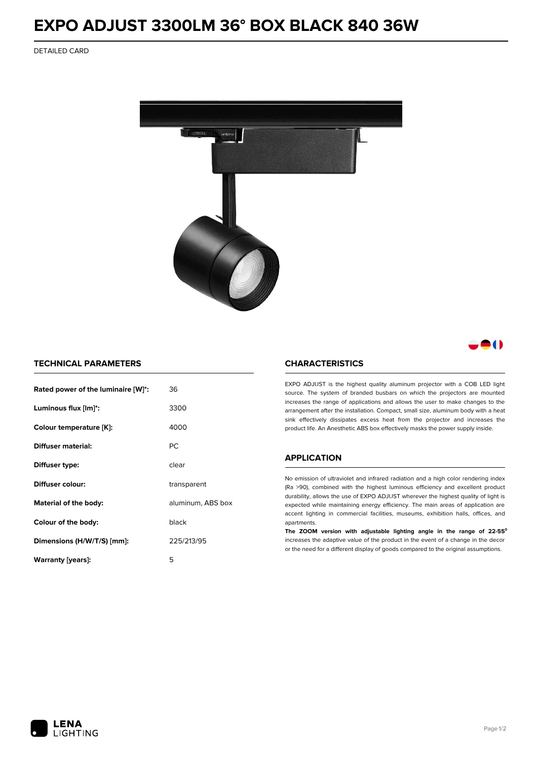# EXPO ADJUST 3300LM 36° BOX BLACK 840 36W

DETAILED CARD

## TECHNICAL PARAMETERS

| | |
|---|---|
| **Rated power of the luminaire [W]*:** | 36 |
| **Luminous flux [lm]*:** | 3300 |
| **Colour temperature [K]:** | 4000 |
| **Diffuser material:** | PC |
| **Diffuser type:** | clear |
| **Diffuser colour:** | transparent |
| **Material of the body:** | aluminum, ABS box |
| **Colour of the body:** | black |
| **Dimensions (H/W/T/S) [mm]:** | 225/213/95 |
| **Warranty [years]:** | 5 |

## CHARACTERISTICS

EXPO ADJUST is the highest quality aluminum projector with a COB LED light source. The system of branded busbars on which the projectors are mounted increases the range of applications and allows the user to make changes to the arrangement after the installation. Compact, small size, aluminum body with a heat sink effectively dissipates excess heat from the projector and increases the product life. An Anesthetic ABS box effectively masks the power supply inside.

## APPLICATION

No emission of ultraviolet and infrared radiation and a high color rendering index (Ra >90), combined with the highest luminous efficiency and excellent product durability, allows the use of EXPO ADJUST wherever the highest quality of light is expected while maintaining energy efficiency. The main areas of application are accent lighting in commercial facilities, museums, exhibition halls, offices, and apartments.

**The ZOOM version with adjustable lighting angle in the range of 22-55°** increases the adaptive value of the product in the event of a change in the decor or the need for a different display of goods compared to the original assumptions.

LENA LIGHTING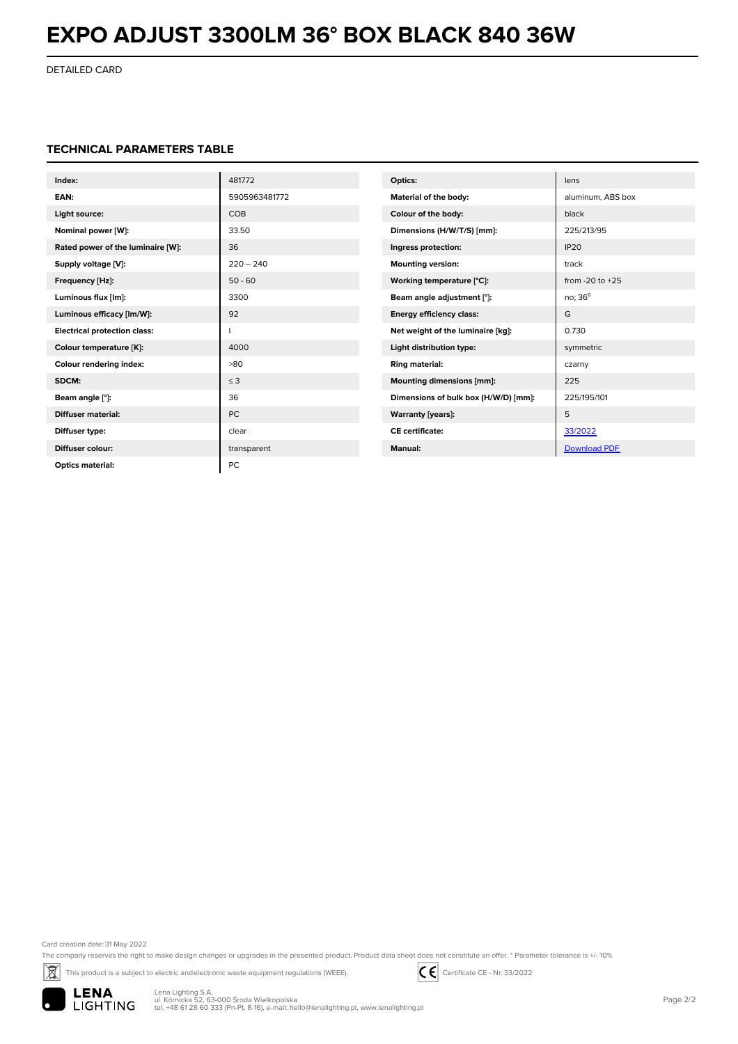# EXPO ADJUST 3300LM 36° BOX BLACK 840 36W

DETAILED CARD

### TECHNICAL PARAMETERS TABLE

| | |
|---|---|
| **Index:** | 481772 |
| **EAN:** | 5905963481772 |
| **Light source:** | COB |
| **Nominal power [W]:** | 33.50 |
| **Rated power of the luminaire [W]:** | 36 |
| **Supply voltage [V]:** | 220 – 240 |
| **Frequency [Hz]:** | 50 - 60 |
| **Luminous flux [lm]:** | 3300 |
| **Luminous efficacy [lm/W]:** | 92 |
| **Electrical protection class:** | I |
| **Colour temperature [K]:** | 4000 |
| **Colour rendering index:** | >80 |
| **SDCM:** | ≤ 3 |
| **Beam angle [°]:** | 36 |
| **Diffuser material:** | PC |
| **Diffuser type:** | clear |
| **Diffuser colour:** | transparent |
| **Optics material:** | PC |
| **Optics:** | lens |
| **Material of the body:** | aluminum, ABS box |
| **Colour of the body:** | black |
| **Dimensions (H/W/T/S) [mm]:** | 225/213/95 |
| **Ingress protection:** | IP20 |
| **Mounting version:** | track |
| **Working temperature [°C]:** | from -20 to +25 |
| **Beam angle adjustment [°]:** | no; 36° |
| **Energy efficiency class:** | G |
| **Net weight of the luminaire [kg]:** | 0.730 |
| **Light distribution type:** | symmetric |
| **Ring material:** | czarny |
| **Mounting dimensions [mm]:** | 225 |
| **Dimensions of bulk box (H/W/D) [mm]:** | 225/195/101 |
| **Warranty [years]:** | 5 |
| **CE certificate:** | 33/2022 |
| **Manual:** | Download PDF |

Card creation date: 31 May 2022

The company reserves the right to make design changes or upgrades in the presented product. Product data sheet does not constitute an offer. * Parameter tolerance is +/- 10%

This product is a subject to electric andelectronic waste equipment regulations (WEEE).

Certificate CE - Nr: 33/2022

LENA LIGHTING

Lena Lighting S.A.
ul. Kórnicka 52, 63-000 Środa Wielkopolska
tel. +48 61 28 60 333 (Pn-Pt, 8-16), e-mail: hello@lenalighting.pl, www.lenalighting.pl